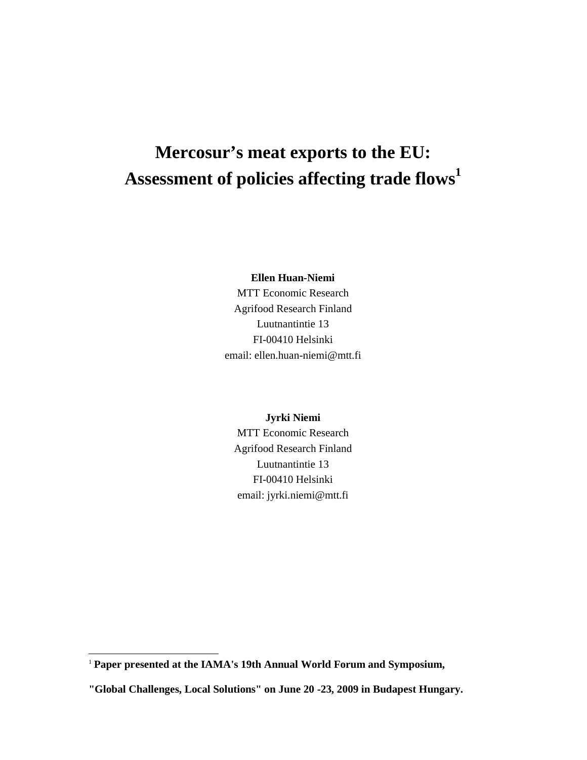# Mercosur's meat exports to the EU: Assessment of policies affecting trade flows[1]

**Ellen Huan-Niemi**
MTT Economic Research
Agrifood Research Finland
Luutnantintie 13
FI-00410 Helsinki
email: ellen.huan-niemi@mtt.fi

**Jyrki Niemi**
MTT Economic Research
Agrifood Research Finland
Luutnantintie 13
FI-00410 Helsinki
email: jyrki.niemi@mtt.fi

---

[1] **Paper presented at the IAMA's 19th Annual World Forum and Symposium,**

**"Global Challenges, Local Solutions" on June 20 -23, 2009 in Budapest Hungary.**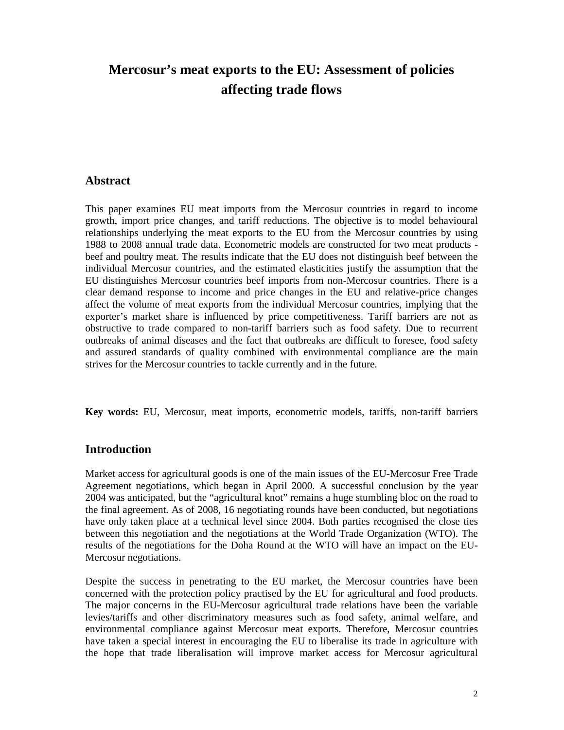# Mercosur's meat exports to the EU: Assessment of policies affecting trade flows

## Abstract

This paper examines EU meat imports from the Mercosur countries in regard to income growth, import price changes, and tariff reductions. The objective is to model behavioural relationships underlying the meat exports to the EU from the Mercosur countries by using 1988 to 2008 annual trade data. Econometric models are constructed for two meat products - beef and poultry meat. The results indicate that the EU does not distinguish beef between the individual Mercosur countries, and the estimated elasticities justify the assumption that the EU distinguishes Mercosur countries beef imports from non-Mercosur countries. There is a clear demand response to income and price changes in the EU and relative-price changes affect the volume of meat exports from the individual Mercosur countries, implying that the exporter's market share is influenced by price competitiveness. Tariff barriers are not as obstructive to trade compared to non-tariff barriers such as food safety. Due to recurrent outbreaks of animal diseases and the fact that outbreaks are difficult to foresee, food safety and assured standards of quality combined with environmental compliance are the main strives for the Mercosur countries to tackle currently and in the future.

**Key words:** EU, Mercosur, meat imports, econometric models, tariffs, non-tariff barriers

## Introduction

Market access for agricultural goods is one of the main issues of the EU-Mercosur Free Trade Agreement negotiations, which began in April 2000. A successful conclusion by the year 2004 was anticipated, but the "agricultural knot" remains a huge stumbling bloc on the road to the final agreement. As of 2008, 16 negotiating rounds have been conducted, but negotiations have only taken place at a technical level since 2004. Both parties recognised the close ties between this negotiation and the negotiations at the World Trade Organization (WTO). The results of the negotiations for the Doha Round at the WTO will have an impact on the EU-Mercosur negotiations.

Despite the success in penetrating to the EU market, the Mercosur countries have been concerned with the protection policy practised by the EU for agricultural and food products. The major concerns in the EU-Mercosur agricultural trade relations have been the variable levies/tariffs and other discriminatory measures such as food safety, animal welfare, and environmental compliance against Mercosur meat exports. Therefore, Mercosur countries have taken a special interest in encouraging the EU to liberalise its trade in agriculture with the hope that trade liberalisation will improve market access for Mercosur agricultural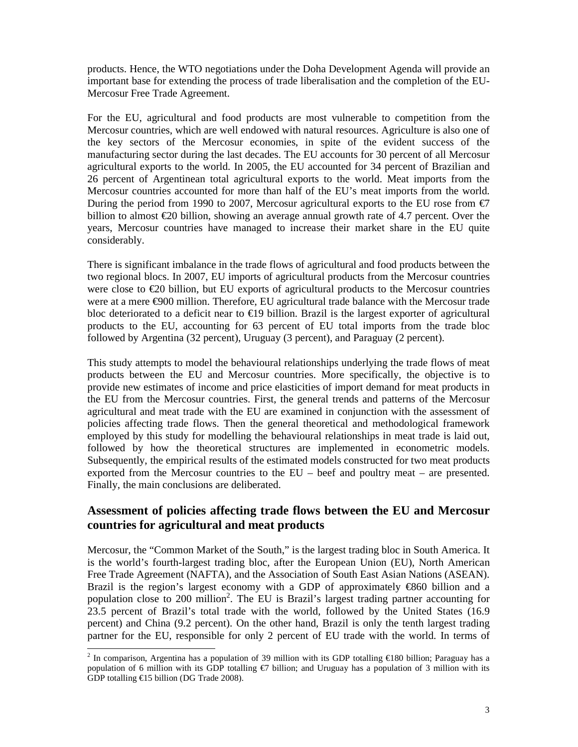products. Hence, the WTO negotiations under the Doha Development Agenda will provide an important base for extending the process of trade liberalisation and the completion of the EU-Mercosur Free Trade Agreement.

For the EU, agricultural and food products are most vulnerable to competition from the Mercosur countries, which are well endowed with natural resources. Agriculture is also one of the key sectors of the Mercosur economies, in spite of the evident success of the manufacturing sector during the last decades. The EU accounts for 30 percent of all Mercosur agricultural exports to the world. In 2005, the EU accounted for 34 percent of Brazilian and 26 percent of Argentinean total agricultural exports to the world. Meat imports from the Mercosur countries accounted for more than half of the EU's meat imports from the world. During the period from 1990 to 2007, Mercosur agricultural exports to the EU rose from €7 billion to almost €20 billion, showing an average annual growth rate of 4.7 percent. Over the years, Mercosur countries have managed to increase their market share in the EU quite considerably.

There is significant imbalance in the trade flows of agricultural and food products between the two regional blocs. In 2007, EU imports of agricultural products from the Mercosur countries were close to €20 billion, but EU exports of agricultural products to the Mercosur countries were at a mere €900 million. Therefore, EU agricultural trade balance with the Mercosur trade bloc deteriorated to a deficit near to €19 billion. Brazil is the largest exporter of agricultural products to the EU, accounting for 63 percent of EU total imports from the trade bloc followed by Argentina (32 percent), Uruguay (3 percent), and Paraguay (2 percent).

This study attempts to model the behavioural relationships underlying the trade flows of meat products between the EU and Mercosur countries. More specifically, the objective is to provide new estimates of income and price elasticities of import demand for meat products in the EU from the Mercosur countries. First, the general trends and patterns of the Mercosur agricultural and meat trade with the EU are examined in conjunction with the assessment of policies affecting trade flows. Then the general theoretical and methodological framework employed by this study for modelling the behavioural relationships in meat trade is laid out, followed by how the theoretical structures are implemented in econometric models. Subsequently, the empirical results of the estimated models constructed for two meat products exported from the Mercosur countries to the EU – beef and poultry meat – are presented. Finally, the main conclusions are deliberated.

## Assessment of policies affecting trade flows between the EU and Mercosur countries for agricultural and meat products

Mercosur, the "Common Market of the South," is the largest trading bloc in South America. It is the world's fourth-largest trading bloc, after the European Union (EU), North American Free Trade Agreement (NAFTA), and the Association of South East Asian Nations (ASEAN). Brazil is the region's largest economy with a GDP of approximately €860 billion and a population close to 200 million[2]. The EU is Brazil's largest trading partner accounting for 23.5 percent of Brazil's total trade with the world, followed by the United States (16.9 percent) and China (9.2 percent). On the other hand, Brazil is only the tenth largest trading partner for the EU, responsible for only 2 percent of EU trade with the world. In terms of

[2] In comparison, Argentina has a population of 39 million with its GDP totalling €180 billion; Paraguay has a population of 6 million with its GDP totalling €7 billion; and Uruguay has a population of 3 million with its GDP totalling €15 billion (DG Trade 2008).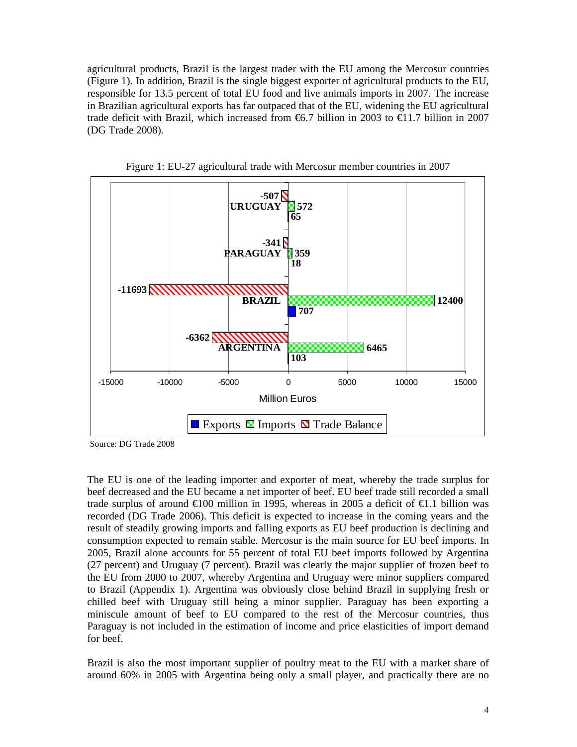agricultural products, Brazil is the largest trader with the EU among the Mercosur countries (Figure 1). In addition, Brazil is the single biggest exporter of agricultural products to the EU, responsible for 13.5 percent of total EU food and live animals imports in 2007. The increase in Brazilian agricultural exports has far outpaced that of the EU, widening the EU agricultural trade deficit with Brazil, which increased from €6.7 billion in 2003 to €11.7 billion in 2007 (DG Trade 2008).

Figure 1: EU-27 agricultural trade with Mercosur member countries in 2007

| Country | Exports | Imports | Trade Balance |
|---|---|---|---|
| URUGUAY | 65 | 572 | -507 |
| PARAGUAY | 18 | 359 | -341 |
| BRAZIL | 707 | 12400 | -11693 |
| ARGENTINA | 103 | 6465 | -6362 |

Million Euros

Source: DG Trade 2008

The EU is one of the leading importer and exporter of meat, whereby the trade surplus for beef decreased and the EU became a net importer of beef. EU beef trade still recorded a small trade surplus of around €100 million in 1995, whereas in 2005 a deficit of €1.1 billion was recorded (DG Trade 2006). This deficit is expected to increase in the coming years and the result of steadily growing imports and falling exports as EU beef production is declining and consumption expected to remain stable. Mercosur is the main source for EU beef imports. In 2005, Brazil alone accounts for 55 percent of total EU beef imports followed by Argentina (27 percent) and Uruguay (7 percent). Brazil was clearly the major supplier of frozen beef to the EU from 2000 to 2007, whereby Argentina and Uruguay were minor suppliers compared to Brazil (Appendix 1). Argentina was obviously close behind Brazil in supplying fresh or chilled beef with Uruguay still being a minor supplier. Paraguay has been exporting a miniscule amount of beef to EU compared to the rest of the Mercosur countries, thus Paraguay is not included in the estimation of income and price elasticities of import demand for beef.

Brazil is also the most important supplier of poultry meat to the EU with a market share of around 60% in 2005 with Argentina being only a small player, and practically there are no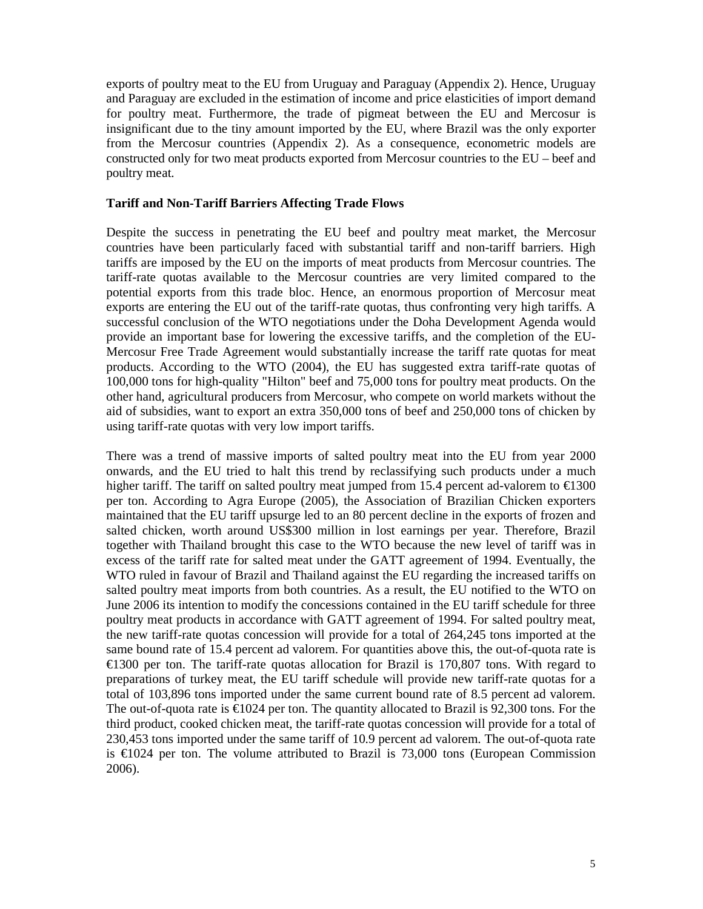exports of poultry meat to the EU from Uruguay and Paraguay (Appendix 2). Hence, Uruguay and Paraguay are excluded in the estimation of income and price elasticities of import demand for poultry meat. Furthermore, the trade of pigmeat between the EU and Mercosur is insignificant due to the tiny amount imported by the EU, where Brazil was the only exporter from the Mercosur countries (Appendix 2). As a consequence, econometric models are constructed only for two meat products exported from Mercosur countries to the EU – beef and poultry meat.

### Tariff and Non-Tariff Barriers Affecting Trade Flows

Despite the success in penetrating the EU beef and poultry meat market, the Mercosur countries have been particularly faced with substantial tariff and non-tariff barriers. High tariffs are imposed by the EU on the imports of meat products from Mercosur countries. The tariff-rate quotas available to the Mercosur countries are very limited compared to the potential exports from this trade bloc. Hence, an enormous proportion of Mercosur meat exports are entering the EU out of the tariff-rate quotas, thus confronting very high tariffs. A successful conclusion of the WTO negotiations under the Doha Development Agenda would provide an important base for lowering the excessive tariffs, and the completion of the EU-Mercosur Free Trade Agreement would substantially increase the tariff rate quotas for meat products. According to the WTO (2004), the EU has suggested extra tariff-rate quotas of 100,000 tons for high-quality "Hilton" beef and 75,000 tons for poultry meat products. On the other hand, agricultural producers from Mercosur, who compete on world markets without the aid of subsidies, want to export an extra 350,000 tons of beef and 250,000 tons of chicken by using tariff-rate quotas with very low import tariffs.

There was a trend of massive imports of salted poultry meat into the EU from year 2000 onwards, and the EU tried to halt this trend by reclassifying such products under a much higher tariff. The tariff on salted poultry meat jumped from 15.4 percent ad-valorem to €1300 per ton. According to Agra Europe (2005), the Association of Brazilian Chicken exporters maintained that the EU tariff upsurge led to an 80 percent decline in the exports of frozen and salted chicken, worth around US$300 million in lost earnings per year. Therefore, Brazil together with Thailand brought this case to the WTO because the new level of tariff was in excess of the tariff rate for salted meat under the GATT agreement of 1994. Eventually, the WTO ruled in favour of Brazil and Thailand against the EU regarding the increased tariffs on salted poultry meat imports from both countries. As a result, the EU notified to the WTO on June 2006 its intention to modify the concessions contained in the EU tariff schedule for three poultry meat products in accordance with GATT agreement of 1994. For salted poultry meat, the new tariff-rate quotas concession will provide for a total of 264,245 tons imported at the same bound rate of 15.4 percent ad valorem. For quantities above this, the out-of-quota rate is €1300 per ton. The tariff-rate quotas allocation for Brazil is 170,807 tons. With regard to preparations of turkey meat, the EU tariff schedule will provide new tariff-rate quotas for a total of 103,896 tons imported under the same current bound rate of 8.5 percent ad valorem. The out-of-quota rate is €1024 per ton. The quantity allocated to Brazil is 92,300 tons. For the third product, cooked chicken meat, the tariff-rate quotas concession will provide for a total of 230,453 tons imported under the same tariff of 10.9 percent ad valorem. The out-of-quota rate is €1024 per ton. The volume attributed to Brazil is 73,000 tons (European Commission 2006).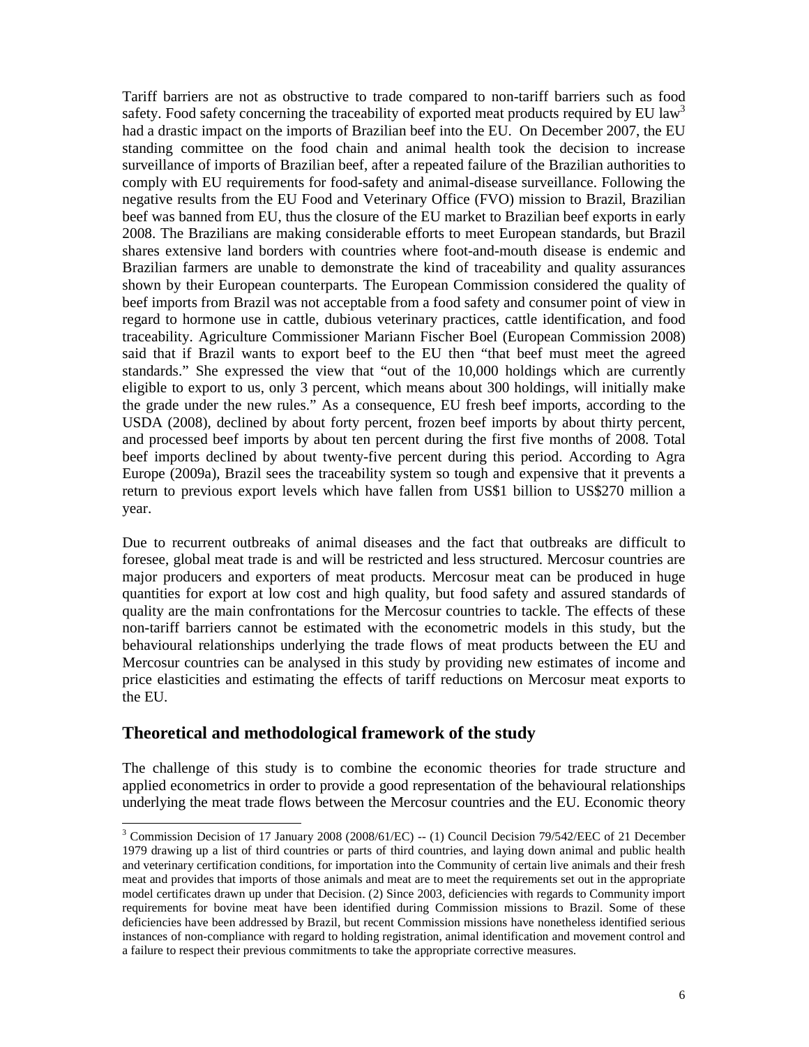Tariff barriers are not as obstructive to trade compared to non-tariff barriers such as food safety. Food safety concerning the traceability of exported meat products required by EU law[3] had a drastic impact on the imports of Brazilian beef into the EU. On December 2007, the EU standing committee on the food chain and animal health took the decision to increase surveillance of imports of Brazilian beef, after a repeated failure of the Brazilian authorities to comply with EU requirements for food-safety and animal-disease surveillance. Following the negative results from the EU Food and Veterinary Office (FVO) mission to Brazil, Brazilian beef was banned from EU, thus the closure of the EU market to Brazilian beef exports in early 2008. The Brazilians are making considerable efforts to meet European standards, but Brazil shares extensive land borders with countries where foot-and-mouth disease is endemic and Brazilian farmers are unable to demonstrate the kind of traceability and quality assurances shown by their European counterparts. The European Commission considered the quality of beef imports from Brazil was not acceptable from a food safety and consumer point of view in regard to hormone use in cattle, dubious veterinary practices, cattle identification, and food traceability. Agriculture Commissioner Mariann Fischer Boel (European Commission 2008) said that if Brazil wants to export beef to the EU then "that beef must meet the agreed standards." She expressed the view that "out of the 10,000 holdings which are currently eligible to export to us, only 3 percent, which means about 300 holdings, will initially make the grade under the new rules." As a consequence, EU fresh beef imports, according to the USDA (2008), declined by about forty percent, frozen beef imports by about thirty percent, and processed beef imports by about ten percent during the first five months of 2008. Total beef imports declined by about twenty-five percent during this period. According to Agra Europe (2009a), Brazil sees the traceability system so tough and expensive that it prevents a return to previous export levels which have fallen from US$1 billion to US$270 million a year.

Due to recurrent outbreaks of animal diseases and the fact that outbreaks are difficult to foresee, global meat trade is and will be restricted and less structured. Mercosur countries are major producers and exporters of meat products. Mercosur meat can be produced in huge quantities for export at low cost and high quality, but food safety and assured standards of quality are the main confrontations for the Mercosur countries to tackle. The effects of these non-tariff barriers cannot be estimated with the econometric models in this study, but the behavioural relationships underlying the trade flows of meat products between the EU and Mercosur countries can be analysed in this study by providing new estimates of income and price elasticities and estimating the effects of tariff reductions on Mercosur meat exports to the EU.

## Theoretical and methodological framework of the study

The challenge of this study is to combine the economic theories for trade structure and applied econometrics in order to provide a good representation of the behavioural relationships underlying the meat trade flows between the Mercosur countries and the EU. Economic theory

---

[3] Commission Decision of 17 January 2008 (2008/61/EC) -- (1) Council Decision 79/542/EEC of 21 December 1979 drawing up a list of third countries or parts of third countries, and laying down animal and public health and veterinary certification conditions, for importation into the Community of certain live animals and their fresh meat and provides that imports of those animals and meat are to meet the requirements set out in the appropriate model certificates drawn up under that Decision. (2) Since 2003, deficiencies with regards to Community import requirements for bovine meat have been identified during Commission missions to Brazil. Some of these deficiencies have been addressed by Brazil, but recent Commission missions have nonetheless identified serious instances of non-compliance with regard to holding registration, animal identification and movement control and a failure to respect their previous commitments to take the appropriate corrective measures.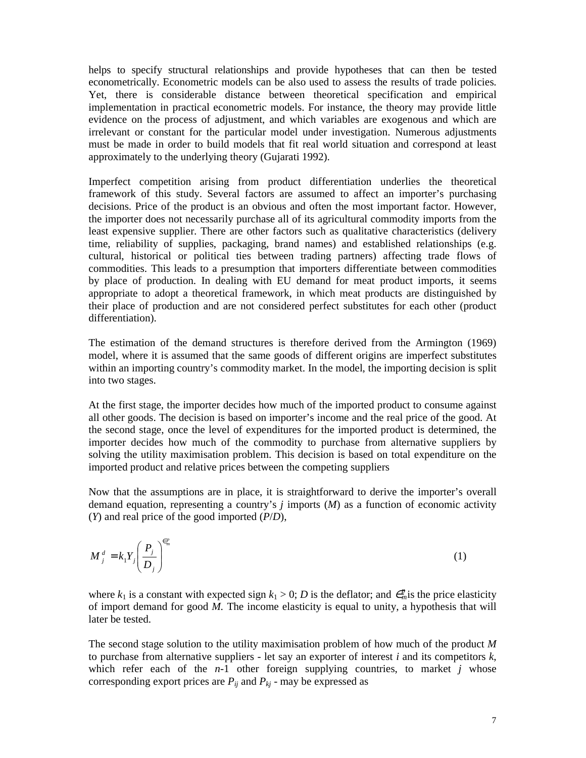helps to specify structural relationships and provide hypotheses that can then be tested econometrically. Econometric models can be also used to assess the results of trade policies. Yet, there is considerable distance between theoretical specification and empirical implementation in practical econometric models. For instance, the theory may provide little evidence on the process of adjustment, and which variables are exogenous and which are irrelevant or constant for the particular model under investigation. Numerous adjustments must be made in order to build models that fit real world situation and correspond at least approximately to the underlying theory (Gujarati 1992).

Imperfect competition arising from product differentiation underlies the theoretical framework of this study. Several factors are assumed to affect an importer's purchasing decisions. Price of the product is an obvious and often the most important factor. However, the importer does not necessarily purchase all of its agricultural commodity imports from the least expensive supplier. There are other factors such as qualitative characteristics (delivery time, reliability of supplies, packaging, brand names) and established relationships (e.g. cultural, historical or political ties between trading partners) affecting trade flows of commodities. This leads to a presumption that importers differentiate between commodities by place of production. In dealing with EU demand for meat product imports, it seems appropriate to adopt a theoretical framework, in which meat products are distinguished by their place of production and are not considered perfect substitutes for each other (product differentiation).

The estimation of the demand structures is therefore derived from the Armington (1969) model, where it is assumed that the same goods of different origins are imperfect substitutes within an importing country's commodity market. In the model, the importing decision is split into two stages.

At the first stage, the importer decides how much of the imported product to consume against all other goods. The decision is based on importer's income and the real price of the good. At the second stage, once the level of expenditures for the imported product is determined, the importer decides how much of the commodity to purchase from alternative suppliers by solving the utility maximisation problem. This decision is based on total expenditure on the imported product and relative prices between the competing suppliers

Now that the assumptions are in place, it is straightforward to derive the importer's overall demand equation, representing a country's $j$ imports ($M$) as a function of economic activity ($Y$) and real price of the good imported ($P$/$D$),

$$M_j^d = k_1 Y_j \left( \frac{P_j}{D_j} \right)^{\epsilon_m^p} \tag{1}$$

where $k_1$ is a constant with expected sign $k_1 > 0$; $D$ is the deflator; and $\epsilon_m^p$ is the price elasticity of import demand for good $M$. The income elasticity is equal to unity, a hypothesis that will later be tested.

The second stage solution to the utility maximisation problem of how much of the product $M$ to purchase from alternative suppliers - let say an exporter of interest $i$ and its competitors $k$, which refer each of the $n$-1 other foreign supplying countries, to market $j$ whose corresponding export prices are $P_{ij}$ and $P_{kj}$ - may be expressed as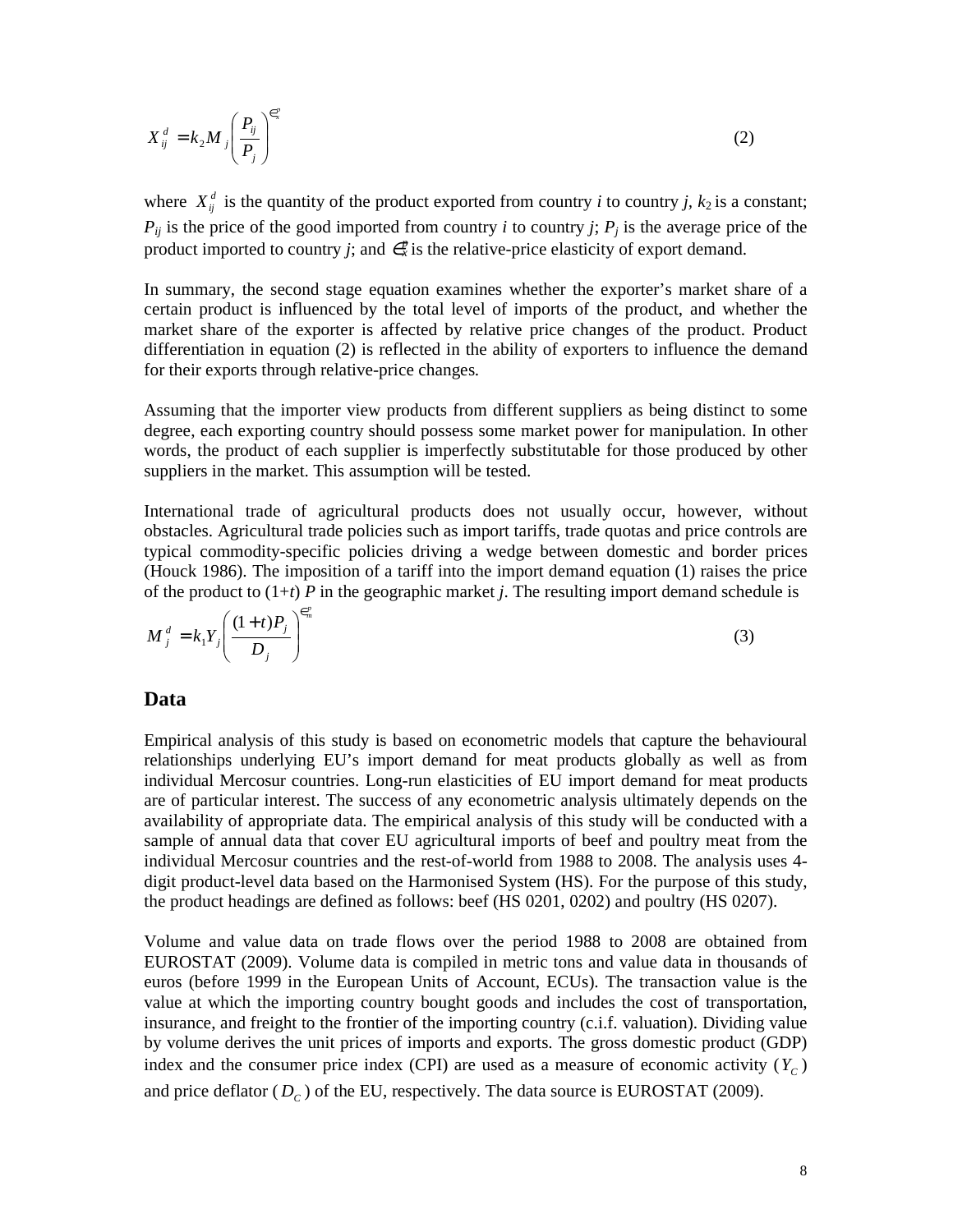$$X_{ij}^{d} = k_2 M_j \left( \frac{P_{ij}}{P_j} \right)^{\epsilon_x^p} \qquad (2)$$

where $X_{ij}^{d}$ is the quantity of the product exported from country *i* to country *j*, $k_2$ is a constant; $P_{ij}$ is the price of the good imported from country *i* to country *j*; $P_j$ is the average price of the product imported to country *j*; and $\epsilon_x^p$ is the relative-price elasticity of export demand.

In summary, the second stage equation examines whether the exporter's market share of a certain product is influenced by the total level of imports of the product, and whether the market share of the exporter is affected by relative price changes of the product. Product differentiation in equation (2) is reflected in the ability of exporters to influence the demand for their exports through relative-price changes.

Assuming that the importer view products from different suppliers as being distinct to some degree, each exporting country should possess some market power for manipulation. In other words, the product of each supplier is imperfectly substitutable for those produced by other suppliers in the market. This assumption will be tested.

International trade of agricultural products does not usually occur, however, without obstacles. Agricultural trade policies such as import tariffs, trade quotas and price controls are typical commodity-specific policies driving a wedge between domestic and border prices (Houck 1986). The imposition of a tariff into the import demand equation (1) raises the price of the product to (1+*t*) *P* in the geographic market *j*. The resulting import demand schedule is

$$M_j^{d} = k_1 Y_j \left( \frac{(1+t)P_j}{D_j} \right)^{\epsilon_m^p} \qquad (3)$$

## Data

Empirical analysis of this study is based on econometric models that capture the behavioural relationships underlying EU's import demand for meat products globally as well as from individual Mercosur countries. Long-run elasticities of EU import demand for meat products are of particular interest. The success of any econometric analysis ultimately depends on the availability of appropriate data. The empirical analysis of this study will be conducted with a sample of annual data that cover EU agricultural imports of beef and poultry meat from the individual Mercosur countries and the rest-of-world from 1988 to 2008. The analysis uses 4-digit product-level data based on the Harmonised System (HS). For the purpose of this study, the product headings are defined as follows: beef (HS 0201, 0202) and poultry (HS 0207).

Volume and value data on trade flows over the period 1988 to 2008 are obtained from EUROSTAT (2009). Volume data is compiled in metric tons and value data in thousands of euros (before 1999 in the European Units of Account, ECUs). The transaction value is the value at which the importing country bought goods and includes the cost of transportation, insurance, and freight to the frontier of the importing country (c.i.f. valuation). Dividing value by volume derives the unit prices of imports and exports. The gross domestic product (GDP) index and the consumer price index (CPI) are used as a measure of economic activity ($Y_C$) and price deflator ($D_C$) of the EU, respectively. The data source is EUROSTAT (2009).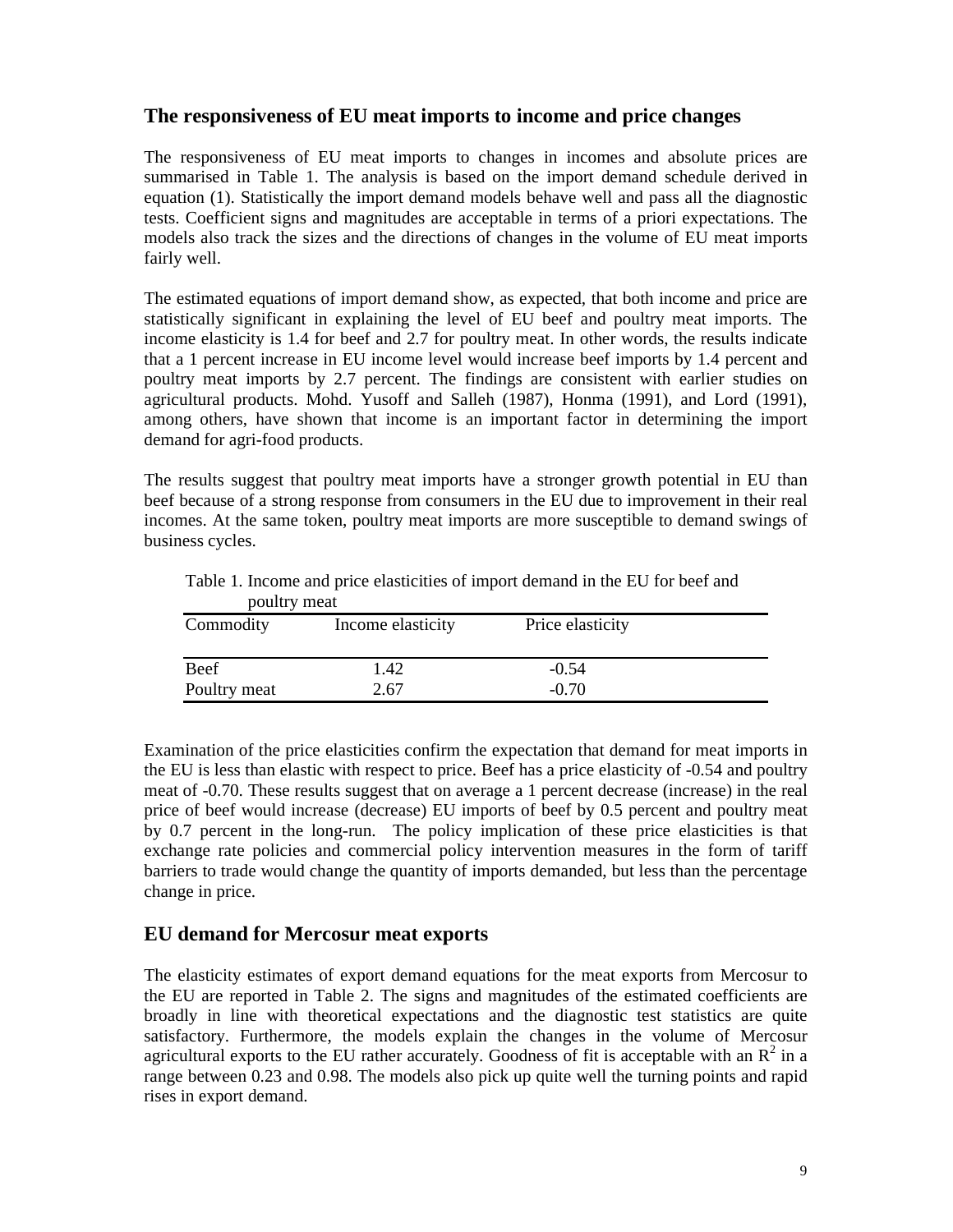## The responsiveness of EU meat imports to income and price changes

The responsiveness of EU meat imports to changes in incomes and absolute prices are summarised in Table 1. The analysis is based on the import demand schedule derived in equation (1). Statistically the import demand models behave well and pass all the diagnostic tests. Coefficient signs and magnitudes are acceptable in terms of a priori expectations. The models also track the sizes and the directions of changes in the volume of EU meat imports fairly well.

The estimated equations of import demand show, as expected, that both income and price are statistically significant in explaining the level of EU beef and poultry meat imports. The income elasticity is 1.4 for beef and 2.7 for poultry meat. In other words, the results indicate that a 1 percent increase in EU income level would increase beef imports by 1.4 percent and poultry meat imports by 2.7 percent. The findings are consistent with earlier studies on agricultural products. Mohd. Yusoff and Salleh (1987), Honma (1991), and Lord (1991), among others, have shown that income is an important factor in determining the import demand for agri-food products.

The results suggest that poultry meat imports have a stronger growth potential in EU than beef because of a strong response from consumers in the EU due to improvement in their real incomes. At the same token, poultry meat imports are more susceptible to demand swings of business cycles.

Table 1. Income and price elasticities of import demand in the EU for beef and poultry meat

| Commodity | Income elasticity | Price elasticity |
|---|---|---|
| Beef | 1.42 | -0.54 |
| Poultry meat | 2.67 | -0.70 |

Examination of the price elasticities confirm the expectation that demand for meat imports in the EU is less than elastic with respect to price. Beef has a price elasticity of -0.54 and poultry meat of -0.70. These results suggest that on average a 1 percent decrease (increase) in the real price of beef would increase (decrease) EU imports of beef by 0.5 percent and poultry meat by 0.7 percent in the long-run. The policy implication of these price elasticities is that exchange rate policies and commercial policy intervention measures in the form of tariff barriers to trade would change the quantity of imports demanded, but less than the percentage change in price.

## EU demand for Mercosur meat exports

The elasticity estimates of export demand equations for the meat exports from Mercosur to the EU are reported in Table 2. The signs and magnitudes of the estimated coefficients are broadly in line with theoretical expectations and the diagnostic test statistics are quite satisfactory. Furthermore, the models explain the changes in the volume of Mercosur agricultural exports to the EU rather accurately. Goodness of fit is acceptable with an $R^2$ in a range between 0.23 and 0.98. The models also pick up quite well the turning points and rapid rises in export demand.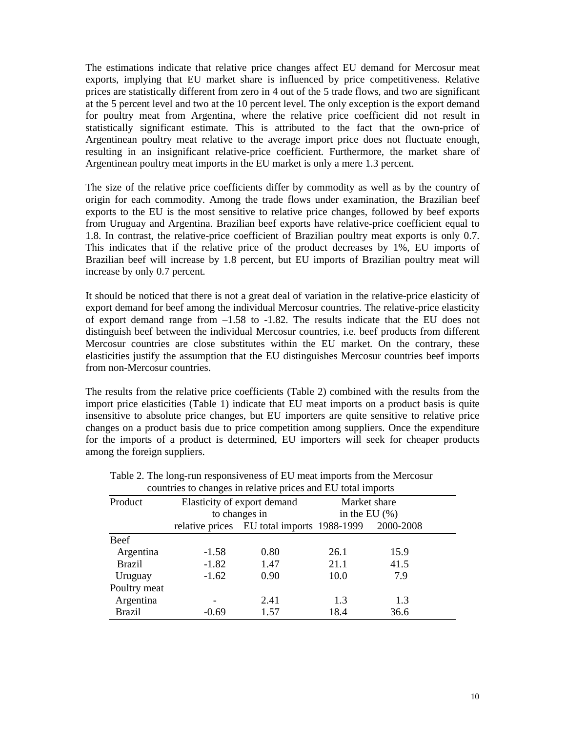The estimations indicate that relative price changes affect EU demand for Mercosur meat exports, implying that EU market share is influenced by price competitiveness. Relative prices are statistically different from zero in 4 out of the 5 trade flows, and two are significant at the 5 percent level and two at the 10 percent level. The only exception is the export demand for poultry meat from Argentina, where the relative price coefficient did not result in statistically significant estimate. This is attributed to the fact that the own-price of Argentinean poultry meat relative to the average import price does not fluctuate enough, resulting in an insignificant relative-price coefficient. Furthermore, the market share of Argentinean poultry meat imports in the EU market is only a mere 1.3 percent.

The size of the relative price coefficients differ by commodity as well as by the country of origin for each commodity. Among the trade flows under examination, the Brazilian beef exports to the EU is the most sensitive to relative price changes, followed by beef exports from Uruguay and Argentina. Brazilian beef exports have relative-price coefficient equal to 1.8. In contrast, the relative-price coefficient of Brazilian poultry meat exports is only 0.7. This indicates that if the relative price of the product decreases by 1%, EU imports of Brazilian beef will increase by 1.8 percent, but EU imports of Brazilian poultry meat will increase by only 0.7 percent.

It should be noticed that there is not a great deal of variation in the relative-price elasticity of export demand for beef among the individual Mercosur countries. The relative-price elasticity of export demand range from –1.58 to -1.82. The results indicate that the EU does not distinguish beef between the individual Mercosur countries, i.e. beef products from different Mercosur countries are close substitutes within the EU market. On the contrary, these elasticities justify the assumption that the EU distinguishes Mercosur countries beef imports from non-Mercosur countries.

The results from the relative price coefficients (Table 2) combined with the results from the import price elasticities (Table 1) indicate that EU meat imports on a product basis is quite insensitive to absolute price changes, but EU importers are quite sensitive to relative price changes on a product basis due to price competition among suppliers. Once the expenditure for the imports of a product is determined, EU importers will seek for cheaper products among the foreign suppliers.

Table 2. The long-run responsiveness of EU meat imports from the Mercosur countries to changes in relative prices and EU total imports

| Product | Elasticity of export demand to changes in | | Market share in the EU (%) | |
|---|---|---|---|---|
| | relative prices | EU total imports | 1988-1999 | 2000-2008 |
| Beef | | | | |
| Argentina | -1.58 | 0.80 | 26.1 | 15.9 |
| Brazil | -1.82 | 1.47 | 21.1 | 41.5 |
| Uruguay | -1.62 | 0.90 | 10.0 | 7.9 |
| Poultry meat | | | | |
| Argentina | - | 2.41 | 1.3 | 1.3 |
| Brazil | -0.69 | 1.57 | 18.4 | 36.6 |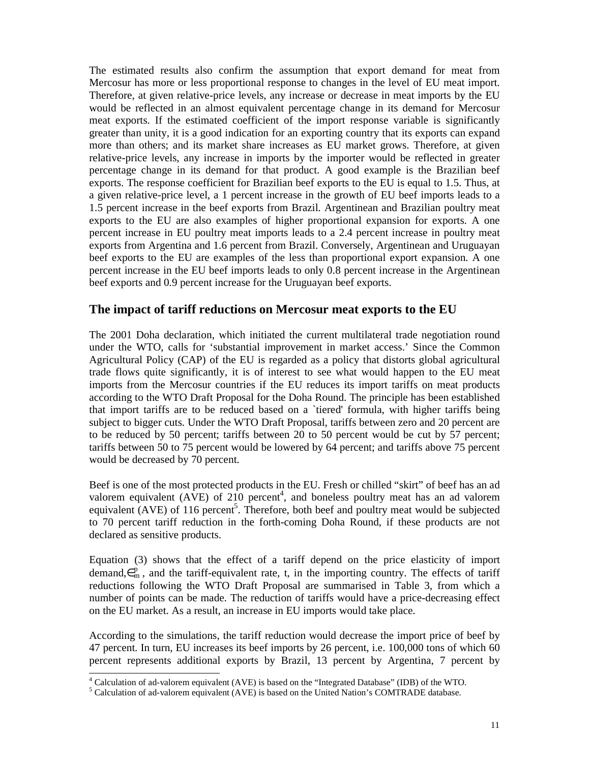The estimated results also confirm the assumption that export demand for meat from Mercosur has more or less proportional response to changes in the level of EU meat import. Therefore, at given relative-price levels, any increase or decrease in meat imports by the EU would be reflected in an almost equivalent percentage change in its demand for Mercosur meat exports. If the estimated coefficient of the import response variable is significantly greater than unity, it is a good indication for an exporting country that its exports can expand more than others; and its market share increases as EU market grows. Therefore, at given relative-price levels, any increase in imports by the importer would be reflected in greater percentage change in its demand for that product. A good example is the Brazilian beef exports. The response coefficient for Brazilian beef exports to the EU is equal to 1.5. Thus, at a given relative-price level, a 1 percent increase in the growth of EU beef imports leads to a 1.5 percent increase in the beef exports from Brazil. Argentinean and Brazilian poultry meat exports to the EU are also examples of higher proportional expansion for exports. A one percent increase in EU poultry meat imports leads to a 2.4 percent increase in poultry meat exports from Argentina and 1.6 percent from Brazil. Conversely, Argentinean and Uruguayan beef exports to the EU are examples of the less than proportional export expansion. A one percent increase in the EU beef imports leads to only 0.8 percent increase in the Argentinean beef exports and 0.9 percent increase for the Uruguayan beef exports.

## The impact of tariff reductions on Mercosur meat exports to the EU

The 2001 Doha declaration, which initiated the current multilateral trade negotiation round under the WTO, calls for 'substantial improvement in market access.' Since the Common Agricultural Policy (CAP) of the EU is regarded as a policy that distorts global agricultural trade flows quite significantly, it is of interest to see what would happen to the EU meat imports from the Mercosur countries if the EU reduces its import tariffs on meat products according to the WTO Draft Proposal for the Doha Round. The principle has been established that import tariffs are to be reduced based on a `tiered' formula, with higher tariffs being subject to bigger cuts. Under the WTO Draft Proposal, tariffs between zero and 20 percent are to be reduced by 50 percent; tariffs between 20 to 50 percent would be cut by 57 percent; tariffs between 50 to 75 percent would be lowered by 64 percent; and tariffs above 75 percent would be decreased by 70 percent.

Beef is one of the most protected products in the EU. Fresh or chilled "skirt" of beef has an ad valorem equivalent (AVE) of 210 percent[4], and boneless poultry meat has an ad valorem equivalent (AVE) of 116 percent[5]. Therefore, both beef and poultry meat would be subjected to 70 percent tariff reduction in the forth-coming Doha Round, if these products are not declared as sensitive products.

Equation (3) shows that the effect of a tariff depend on the price elasticity of import demand, $\in_m^p$, and the tariff-equivalent rate, t, in the importing country. The effects of tariff reductions following the WTO Draft Proposal are summarised in Table 3, from which a number of points can be made. The reduction of tariffs would have a price-decreasing effect on the EU market. As a result, an increase in EU imports would take place.

According to the simulations, the tariff reduction would decrease the import price of beef by 47 percent. In turn, EU increases its beef imports by 26 percent, i.e. 100,000 tons of which 60 percent represents additional exports by Brazil, 13 percent by Argentina, 7 percent by

[4] Calculation of ad-valorem equivalent (AVE) is based on the "Integrated Database" (IDB) of the WTO.
[5] Calculation of ad-valorem equivalent (AVE) is based on the United Nation's COMTRADE database.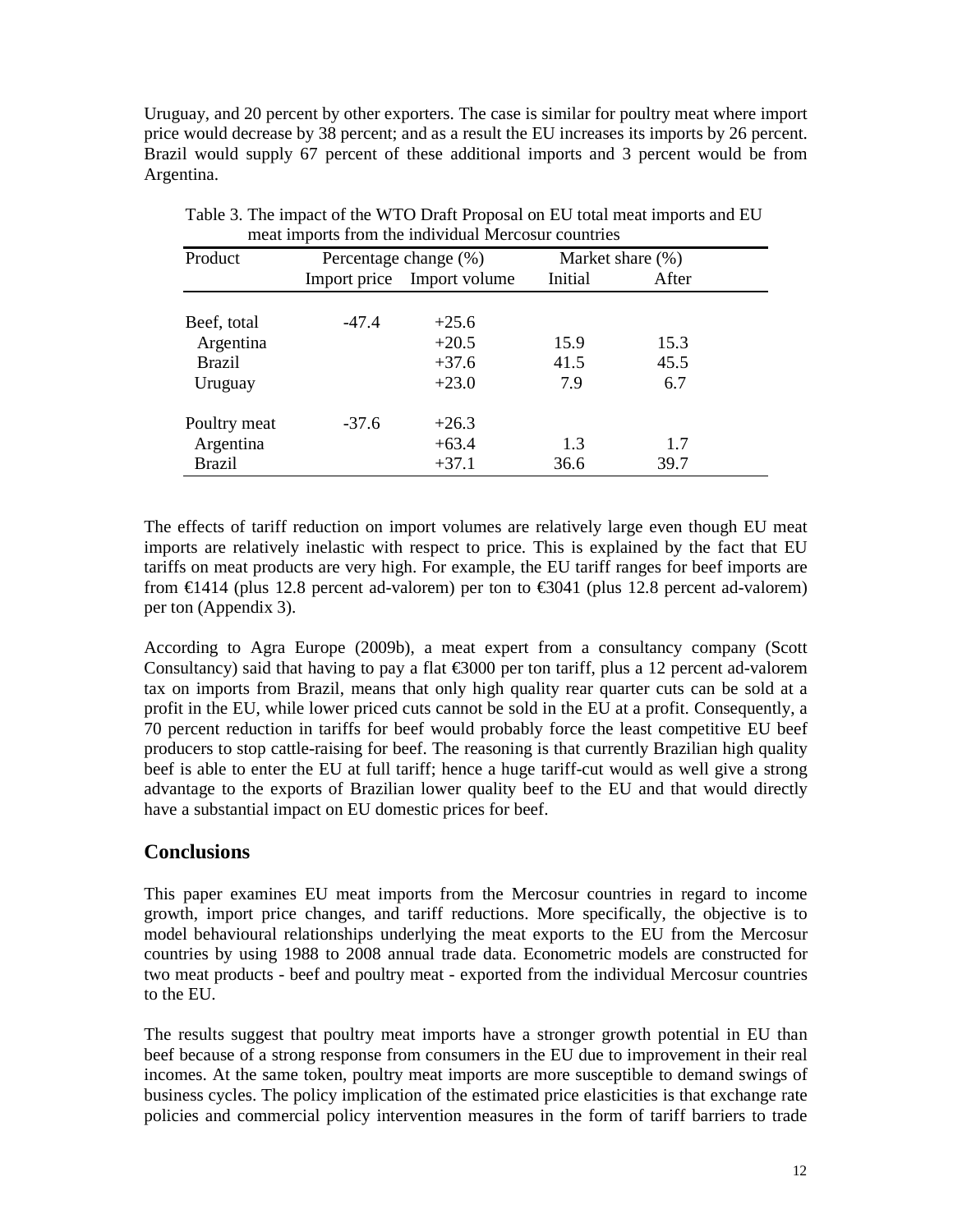Uruguay, and 20 percent by other exporters. The case is similar for poultry meat where import price would decrease by 38 percent; and as a result the EU increases its imports by 26 percent. Brazil would supply 67 percent of these additional imports and 3 percent would be from Argentina.

Table 3. The impact of the WTO Draft Proposal on EU total meat imports and EU meat imports from the individual Mercosur countries

| Product | Percentage change (%) | | Market share (%) | |
|---|---|---|---|---|
| | Import price | Import volume | Initial | After |
| Beef, total | -47.4 | +25.6 | | |
| Argentina | | +20.5 | 15.9 | 15.3 |
| Brazil | | +37.6 | 41.5 | 45.5 |
| Uruguay | | +23.0 | 7.9 | 6.7 |
| Poultry meat | -37.6 | +26.3 | | |
| Argentina | | +63.4 | 1.3 | 1.7 |
| Brazil | | +37.1 | 36.6 | 39.7 |

The effects of tariff reduction on import volumes are relatively large even though EU meat imports are relatively inelastic with respect to price. This is explained by the fact that EU tariffs on meat products are very high. For example, the EU tariff ranges for beef imports are from €1414 (plus 12.8 percent ad-valorem) per ton to €3041 (plus 12.8 percent ad-valorem) per ton (Appendix 3).

According to Agra Europe (2009b), a meat expert from a consultancy company (Scott Consultancy) said that having to pay a flat €3000 per ton tariff, plus a 12 percent ad-valorem tax on imports from Brazil, means that only high quality rear quarter cuts can be sold at a profit in the EU, while lower priced cuts cannot be sold in the EU at a profit. Consequently, a 70 percent reduction in tariffs for beef would probably force the least competitive EU beef producers to stop cattle-raising for beef. The reasoning is that currently Brazilian high quality beef is able to enter the EU at full tariff; hence a huge tariff-cut would as well give a strong advantage to the exports of Brazilian lower quality beef to the EU and that would directly have a substantial impact on EU domestic prices for beef.

## Conclusions

This paper examines EU meat imports from the Mercosur countries in regard to income growth, import price changes, and tariff reductions. More specifically, the objective is to model behavioural relationships underlying the meat exports to the EU from the Mercosur countries by using 1988 to 2008 annual trade data. Econometric models are constructed for two meat products - beef and poultry meat - exported from the individual Mercosur countries to the EU.

The results suggest that poultry meat imports have a stronger growth potential in EU than beef because of a strong response from consumers in the EU due to improvement in their real incomes. At the same token, poultry meat imports are more susceptible to demand swings of business cycles. The policy implication of the estimated price elasticities is that exchange rate policies and commercial policy intervention measures in the form of tariff barriers to trade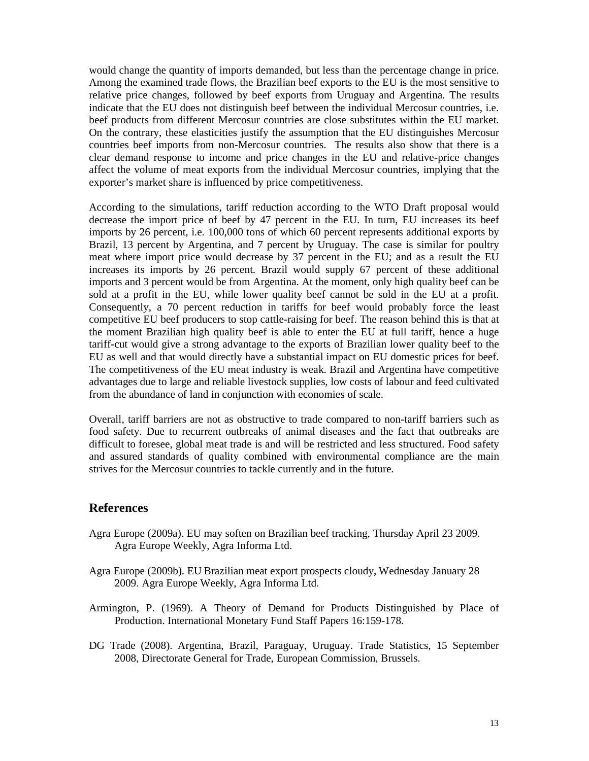would change the quantity of imports demanded, but less than the percentage change in price. Among the examined trade flows, the Brazilian beef exports to the EU is the most sensitive to relative price changes, followed by beef exports from Uruguay and Argentina. The results indicate that the EU does not distinguish beef between the individual Mercosur countries, i.e. beef products from different Mercosur countries are close substitutes within the EU market. On the contrary, these elasticities justify the assumption that the EU distinguishes Mercosur countries beef imports from non-Mercosur countries. The results also show that there is a clear demand response to income and price changes in the EU and relative-price changes affect the volume of meat exports from the individual Mercosur countries, implying that the exporter's market share is influenced by price competitiveness.

According to the simulations, tariff reduction according to the WTO Draft proposal would decrease the import price of beef by 47 percent in the EU. In turn, EU increases its beef imports by 26 percent, i.e. 100,000 tons of which 60 percent represents additional exports by Brazil, 13 percent by Argentina, and 7 percent by Uruguay. The case is similar for poultry meat where import price would decrease by 37 percent in the EU; and as a result the EU increases its imports by 26 percent. Brazil would supply 67 percent of these additional imports and 3 percent would be from Argentina. At the moment, only high quality beef can be sold at a profit in the EU, while lower quality beef cannot be sold in the EU at a profit. Consequently, a 70 percent reduction in tariffs for beef would probably force the least competitive EU beef producers to stop cattle-raising for beef. The reason behind this is that at the moment Brazilian high quality beef is able to enter the EU at full tariff, hence a huge tariff-cut would give a strong advantage to the exports of Brazilian lower quality beef to the EU as well and that would directly have a substantial impact on EU domestic prices for beef. The competitiveness of the EU meat industry is weak. Brazil and Argentina have competitive advantages due to large and reliable livestock supplies, low costs of labour and feed cultivated from the abundance of land in conjunction with economies of scale.

Overall, tariff barriers are not as obstructive to trade compared to non-tariff barriers such as food safety. Due to recurrent outbreaks of animal diseases and the fact that outbreaks are difficult to foresee, global meat trade is and will be restricted and less structured. Food safety and assured standards of quality combined with environmental compliance are the main strives for the Mercosur countries to tackle currently and in the future.

## References

Agra Europe (2009a). EU may soften on Brazilian beef tracking, Thursday April 23 2009. Agra Europe Weekly, Agra Informa Ltd.

Agra Europe (2009b). EU Brazilian meat export prospects cloudy, Wednesday January 28 2009. Agra Europe Weekly, Agra Informa Ltd.

Armington, P. (1969). A Theory of Demand for Products Distinguished by Place of Production. International Monetary Fund Staff Papers 16:159-178.

DG Trade (2008). Argentina, Brazil, Paraguay, Uruguay. Trade Statistics, 15 September 2008, Directorate General for Trade, European Commission, Brussels.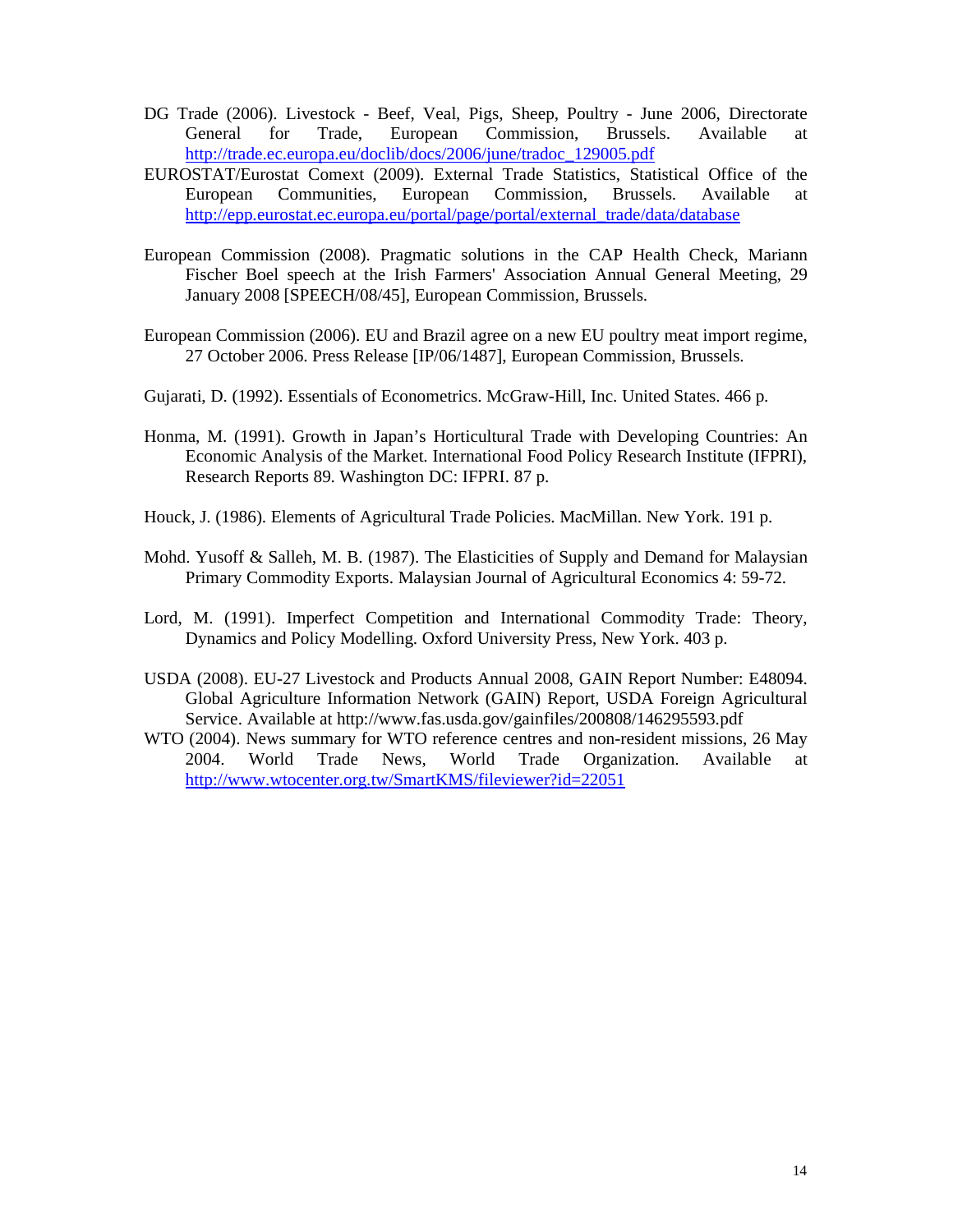DG Trade (2006). Livestock - Beef, Veal, Pigs, Sheep, Poultry - June 2006, Directorate General for Trade, European Commission, Brussels. Available at http://trade.ec.europa.eu/doclib/docs/2006/june/tradoc_129005.pdf

EUROSTAT/Eurostat Comext (2009). External Trade Statistics, Statistical Office of the European Communities, European Commission, Brussels. Available at http://epp.eurostat.ec.europa.eu/portal/page/portal/external_trade/data/database

European Commission (2008). Pragmatic solutions in the CAP Health Check, Mariann Fischer Boel speech at the Irish Farmers' Association Annual General Meeting, 29 January 2008 [SPEECH/08/45], European Commission, Brussels.

European Commission (2006). EU and Brazil agree on a new EU poultry meat import regime, 27 October 2006. Press Release [IP/06/1487], European Commission, Brussels.

Gujarati, D. (1992). Essentials of Econometrics. McGraw-Hill, Inc. United States. 466 p.

Honma, M. (1991). Growth in Japan's Horticultural Trade with Developing Countries: An Economic Analysis of the Market. International Food Policy Research Institute (IFPRI), Research Reports 89. Washington DC: IFPRI. 87 p.

Houck, J. (1986). Elements of Agricultural Trade Policies. MacMillan. New York. 191 p.

Mohd. Yusoff & Salleh, M. B. (1987). The Elasticities of Supply and Demand for Malaysian Primary Commodity Exports. Malaysian Journal of Agricultural Economics 4: 59-72.

Lord, M. (1991). Imperfect Competition and International Commodity Trade: Theory, Dynamics and Policy Modelling. Oxford University Press, New York. 403 p.

USDA (2008). EU-27 Livestock and Products Annual 2008, GAIN Report Number: E48094. Global Agriculture Information Network (GAIN) Report, USDA Foreign Agricultural Service. Available at http://www.fas.usda.gov/gainfiles/200808/146295593.pdf

WTO (2004). News summary for WTO reference centres and non-resident missions, 26 May 2004. World Trade News, World Trade Organization. Available at http://www.wtocenter.org.tw/SmartKMS/fileviewer?id=22051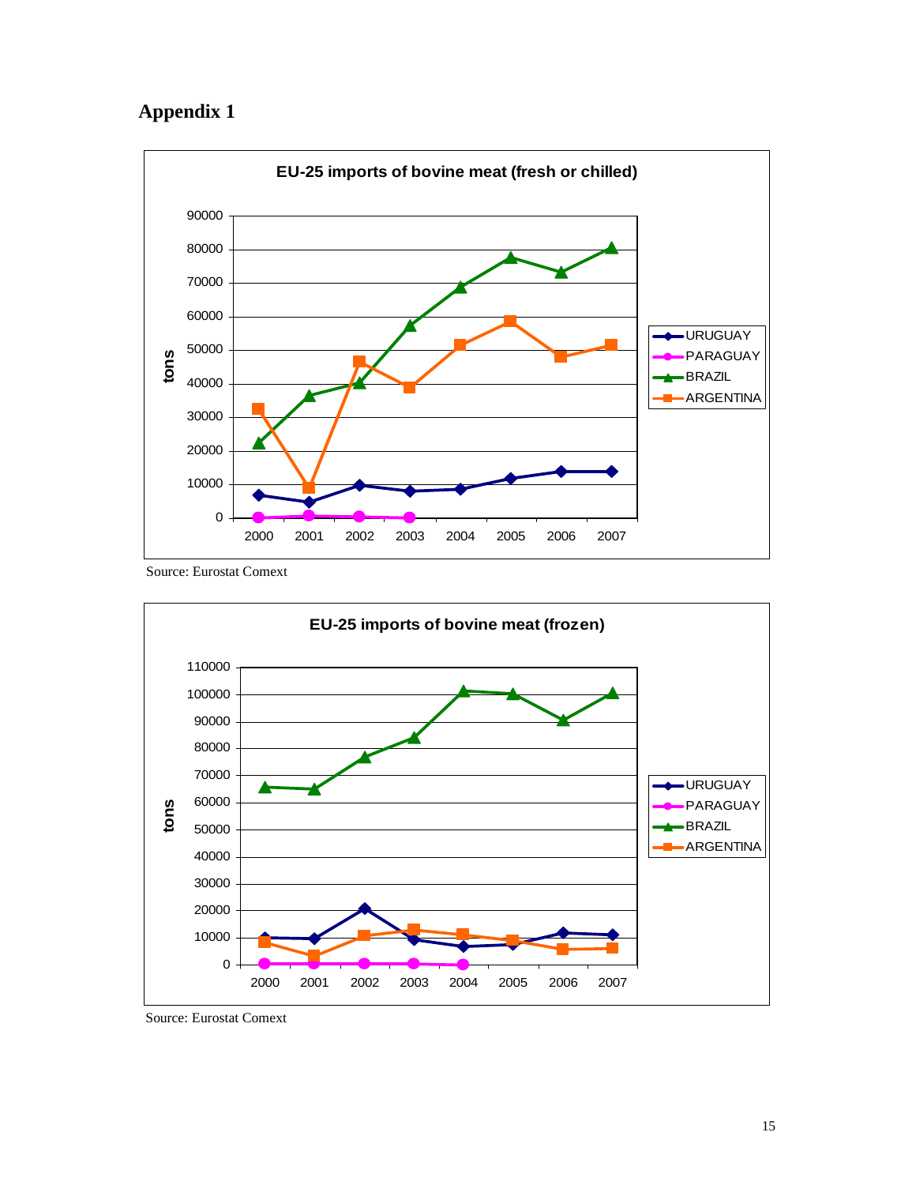# Appendix 1

**EU-25 imports of bovine meat (fresh or chilled)**

Source: Eurostat Comext

**EU-25 imports of bovine meat (frozen)**

Source: Eurostat Comext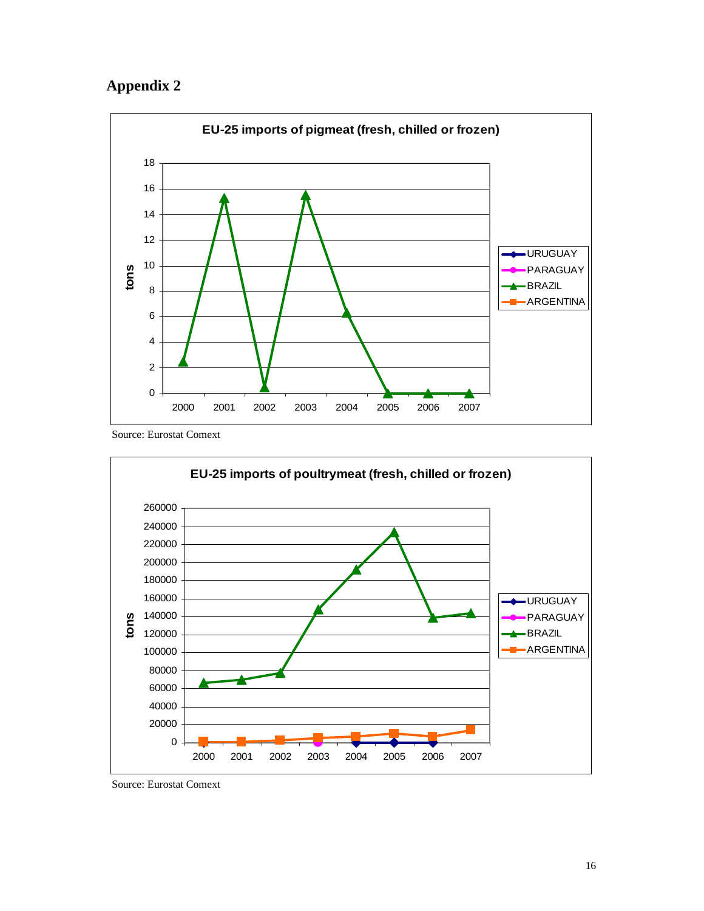# Appendix 2

**EU-25 imports of pigmeat (fresh, chilled or frozen)**

Source: Eurostat Comext

**EU-25 imports of poultrymeat (fresh, chilled or frozen)**

Source: Eurostat Comext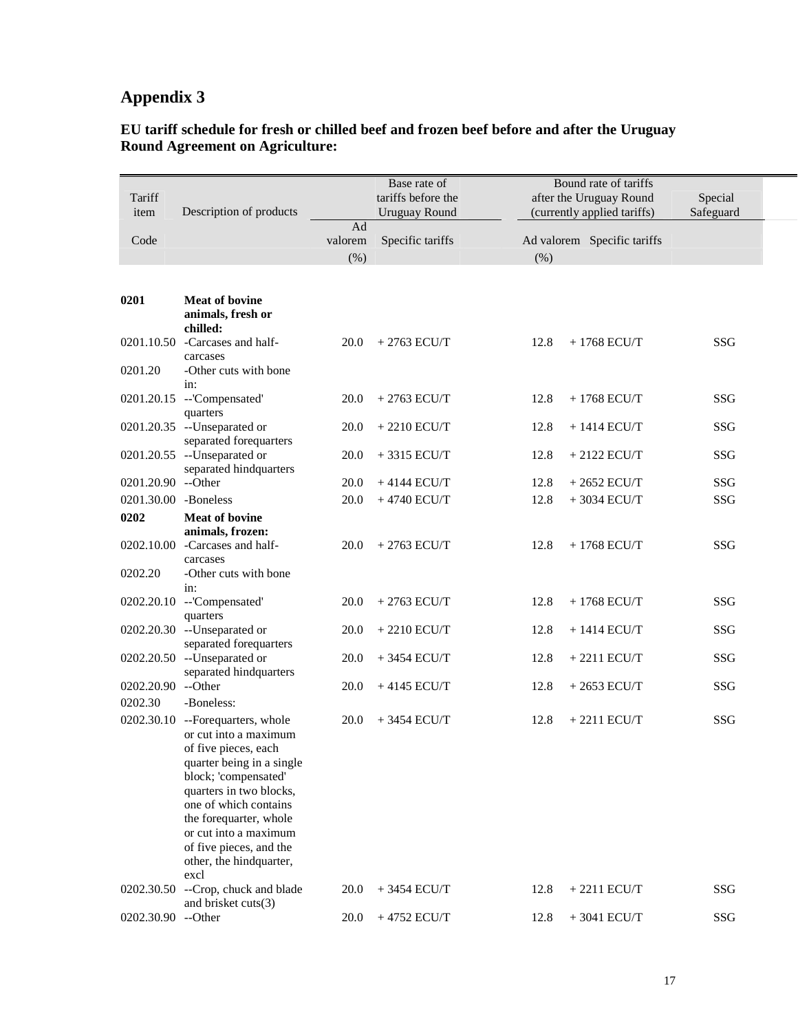# Appendix 3

**EU tariff schedule for fresh or chilled beef and frozen beef before and after the Uruguay Round Agreement on Agriculture:**

| Tariff item | Description of products | Base rate of tariffs before the Uruguay Round | | Bound rate of tariffs after the Uruguay Round (currently applied tariffs) | | Special Safeguard |
|---|---|---|---|---|---|---|
| Code | | Ad valorem | Specific tariffs | Ad valorem | Specific tariffs | |
| | | (%) | | (%) | | |
| **0201** | **Meat of bovine animals, fresh or chilled:** | | | | | |
| 0201.10.50 | -Carcases and half-carcases | 20.0 | + 2763 ECU/T | 12.8 | + 1768 ECU/T | SSG |
| 0201.20 | -Other cuts with bone in: | | | | | |
| 0201.20.15 | --'Compensated' quarters | 20.0 | + 2763 ECU/T | 12.8 | + 1768 ECU/T | SSG |
| 0201.20.35 | --Unseparated or separated forequarters | 20.0 | + 2210 ECU/T | 12.8 | + 1414 ECU/T | SSG |
| 0201.20.55 | --Unseparated or separated hindquarters | 20.0 | + 3315 ECU/T | 12.8 | + 2122 ECU/T | SSG |
| 0201.20.90 | --Other | 20.0 | + 4144 ECU/T | 12.8 | + 2652 ECU/T | SSG |
| 0201.30.00 | -Boneless | 20.0 | + 4740 ECU/T | 12.8 | + 3034 ECU/T | SSG |
| **0202** | **Meat of bovine animals, frozen:** | | | | | |
| 0202.10.00 | -Carcases and half-carcases | 20.0 | + 2763 ECU/T | 12.8 | + 1768 ECU/T | SSG |
| 0202.20 | -Other cuts with bone in: | | | | | |
| 0202.20.10 | --'Compensated' quarters | 20.0 | + 2763 ECU/T | 12.8 | + 1768 ECU/T | SSG |
| 0202.20.30 | --Unseparated or separated forequarters | 20.0 | + 2210 ECU/T | 12.8 | + 1414 ECU/T | SSG |
| 0202.20.50 | --Unseparated or separated hindquarters | 20.0 | + 3454 ECU/T | 12.8 | + 2211 ECU/T | SSG |
| 0202.20.90 | --Other | 20.0 | + 4145 ECU/T | 12.8 | + 2653 ECU/T | SSG |
| 0202.30 | -Boneless: | | | | | |
| 0202.30.10 | --Forequarters, whole or cut into a maximum of five pieces, each quarter being in a single block; 'compensated' quarters in two blocks, one of which contains the forequarter, whole or cut into a maximum of five pieces, and the other, the hindquarter, excl | 20.0 | + 3454 ECU/T | 12.8 | + 2211 ECU/T | SSG |
| 0202.30.50 | --Crop, chuck and blade and brisket cuts(3) | 20.0 | + 3454 ECU/T | 12.8 | + 2211 ECU/T | SSG |
| 0202.30.90 | --Other | 20.0 | + 4752 ECU/T | 12.8 | + 3041 ECU/T | SSG |